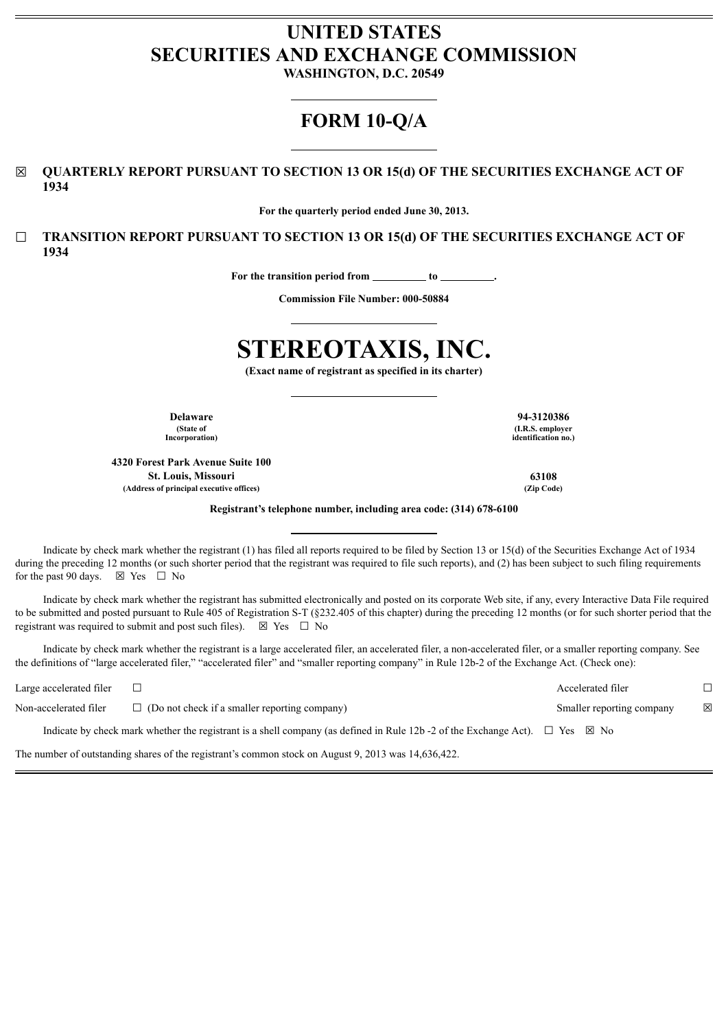# UNITED STATES
# SECURITIES AND EXCHANGE COMMISSION

**WASHINGTON, D.C. 20549**

# FORM 10-Q/A

☒ **QUARTERLY REPORT PURSUANT TO SECTION 13 OR 15(d) OF THE SECURITIES EXCHANGE ACT OF 1934**

**For the quarterly period ended June 30, 2013.**

☐ **TRANSITION REPORT PURSUANT TO SECTION 13 OR 15(d) OF THE SECURITIES EXCHANGE ACT OF 1934**

**For the transition period from \_\_\_\_\_\_\_\_\_\_ to \_\_\_\_\_\_\_\_\_\_.**

**Commission File Number: 000-50884**

# STEREOTAXIS, INC.

**(Exact name of registrant as specified in its charter)**

| | |
|---|---|
| **Delaware**<br>**(State of Incorporation)** | **94-3120386**<br>**(I.R.S. employer identification no.)** |
| **4320 Forest Park Avenue Suite 100**<br>**St. Louis, Missouri**<br>**(Address of principal executive offices)** | **63108**<br>**(Zip Code)** |

**Registrant's telephone number, including area code: (314) 678-6100**

Indicate by check mark whether the registrant (1) has filed all reports required to be filed by Section 13 or 15(d) of the Securities Exchange Act of 1934 during the preceding 12 months (or such shorter period that the registrant was required to file such reports), and (2) has been subject to such filing requirements for the past 90 days. ☒ Yes ☐ No

Indicate by check mark whether the registrant has submitted electronically and posted on its corporate Web site, if any, every Interactive Data File required to be submitted and posted pursuant to Rule 405 of Registration S-T (§232.405 of this chapter) during the preceding 12 months (or for such shorter period that the registrant was required to submit and post such files). ☒ Yes ☐ No

Indicate by check mark whether the registrant is a large accelerated filer, an accelerated filer, a non-accelerated filer, or a smaller reporting company. See the definitions of "large accelerated filer," "accelerated filer" and "smaller reporting company" in Rule 12b-2 of the Exchange Act. (Check one):

| | | | |
|---|---|---|---|
| Large accelerated filer | ☐ | Accelerated filer | ☐ |
| Non-accelerated filer | ☐ (Do not check if a smaller reporting company) | Smaller reporting company | ☒ |

Indicate by check mark whether the registrant is a shell company (as defined in Rule 12b -2 of the Exchange Act). ☐ Yes ☒ No

The number of outstanding shares of the registrant's common stock on August 9, 2013 was 14,636,422.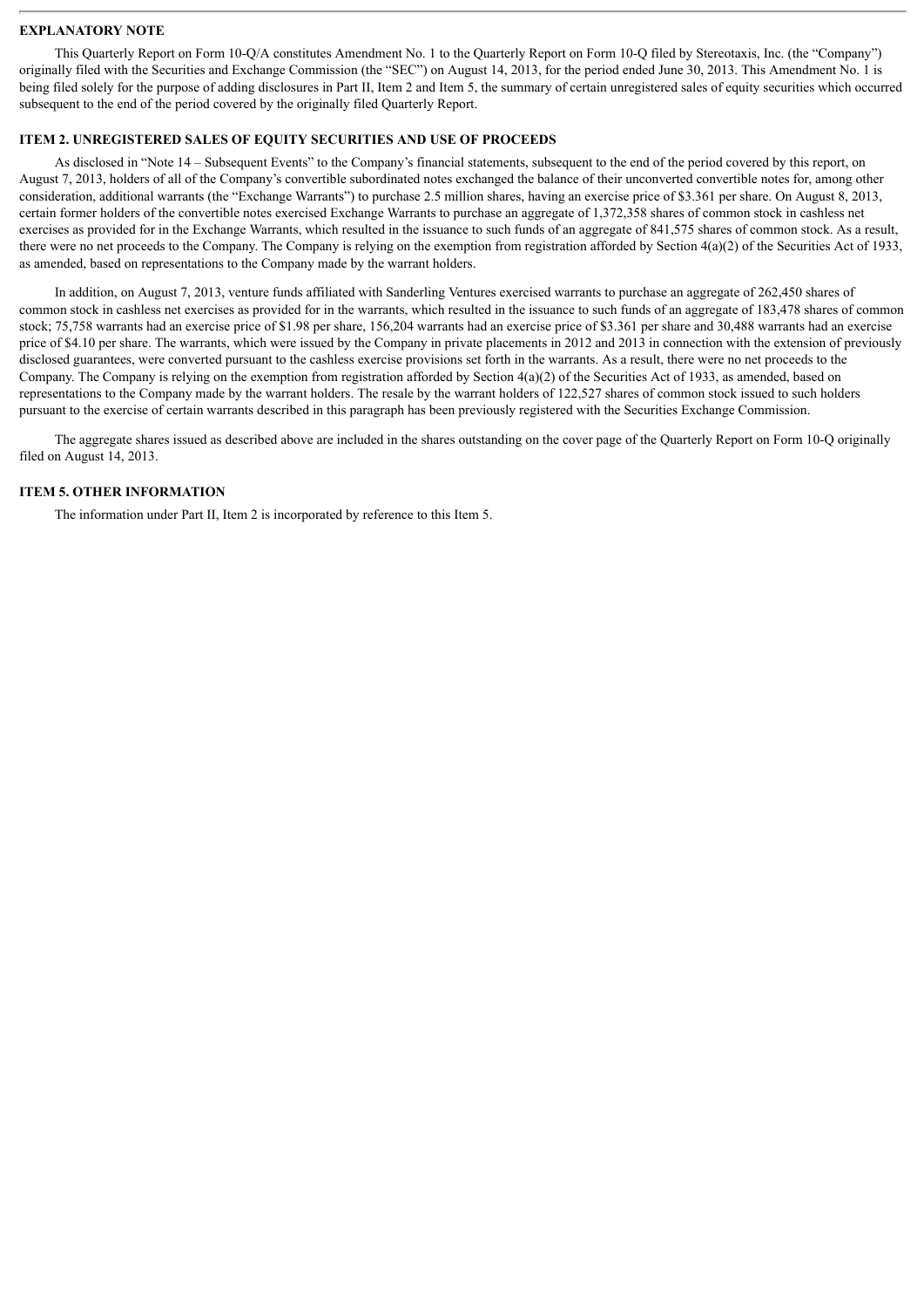## EXPLANATORY NOTE

This Quarterly Report on Form 10-Q/A constitutes Amendment No. 1 to the Quarterly Report on Form 10-Q filed by Stereotaxis, Inc. (the "Company") originally filed with the Securities and Exchange Commission (the "SEC") on August 14, 2013, for the period ended June 30, 2013. This Amendment No. 1 is being filed solely for the purpose of adding disclosures in Part II, Item 2 and Item 5, the summary of certain unregistered sales of equity securities which occurred subsequent to the end of the period covered by the originally filed Quarterly Report.

## ITEM 2. UNREGISTERED SALES OF EQUITY SECURITIES AND USE OF PROCEEDS

As disclosed in "Note 14 – Subsequent Events" to the Company's financial statements, subsequent to the end of the period covered by this report, on August 7, 2013, holders of all of the Company's convertible subordinated notes exchanged the balance of their unconverted convertible notes for, among other consideration, additional warrants (the "Exchange Warrants") to purchase 2.5 million shares, having an exercise price of $3.361 per share. On August 8, 2013, certain former holders of the convertible notes exercised Exchange Warrants to purchase an aggregate of 1,372,358 shares of common stock in cashless net exercises as provided for in the Exchange Warrants, which resulted in the issuance to such funds of an aggregate of 841,575 shares of common stock. As a result, there were no net proceeds to the Company. The Company is relying on the exemption from registration afforded by Section 4(a)(2) of the Securities Act of 1933, as amended, based on representations to the Company made by the warrant holders.

In addition, on August 7, 2013, venture funds affiliated with Sanderling Ventures exercised warrants to purchase an aggregate of 262,450 shares of common stock in cashless net exercises as provided for in the warrants, which resulted in the issuance to such funds of an aggregate of 183,478 shares of common stock; 75,758 warrants had an exercise price of $1.98 per share, 156,204 warrants had an exercise price of $3.361 per share and 30,488 warrants had an exercise price of $4.10 per share. The warrants, which were issued by the Company in private placements in 2012 and 2013 in connection with the extension of previously disclosed guarantees, were converted pursuant to the cashless exercise provisions set forth in the warrants. As a result, there were no net proceeds to the Company. The Company is relying on the exemption from registration afforded by Section 4(a)(2) of the Securities Act of 1933, as amended, based on representations to the Company made by the warrant holders. The resale by the warrant holders of 122,527 shares of common stock issued to such holders pursuant to the exercise of certain warrants described in this paragraph has been previously registered with the Securities Exchange Commission.

The aggregate shares issued as described above are included in the shares outstanding on the cover page of the Quarterly Report on Form 10-Q originally filed on August 14, 2013.

## ITEM 5. OTHER INFORMATION

The information under Part II, Item 2 is incorporated by reference to this Item 5.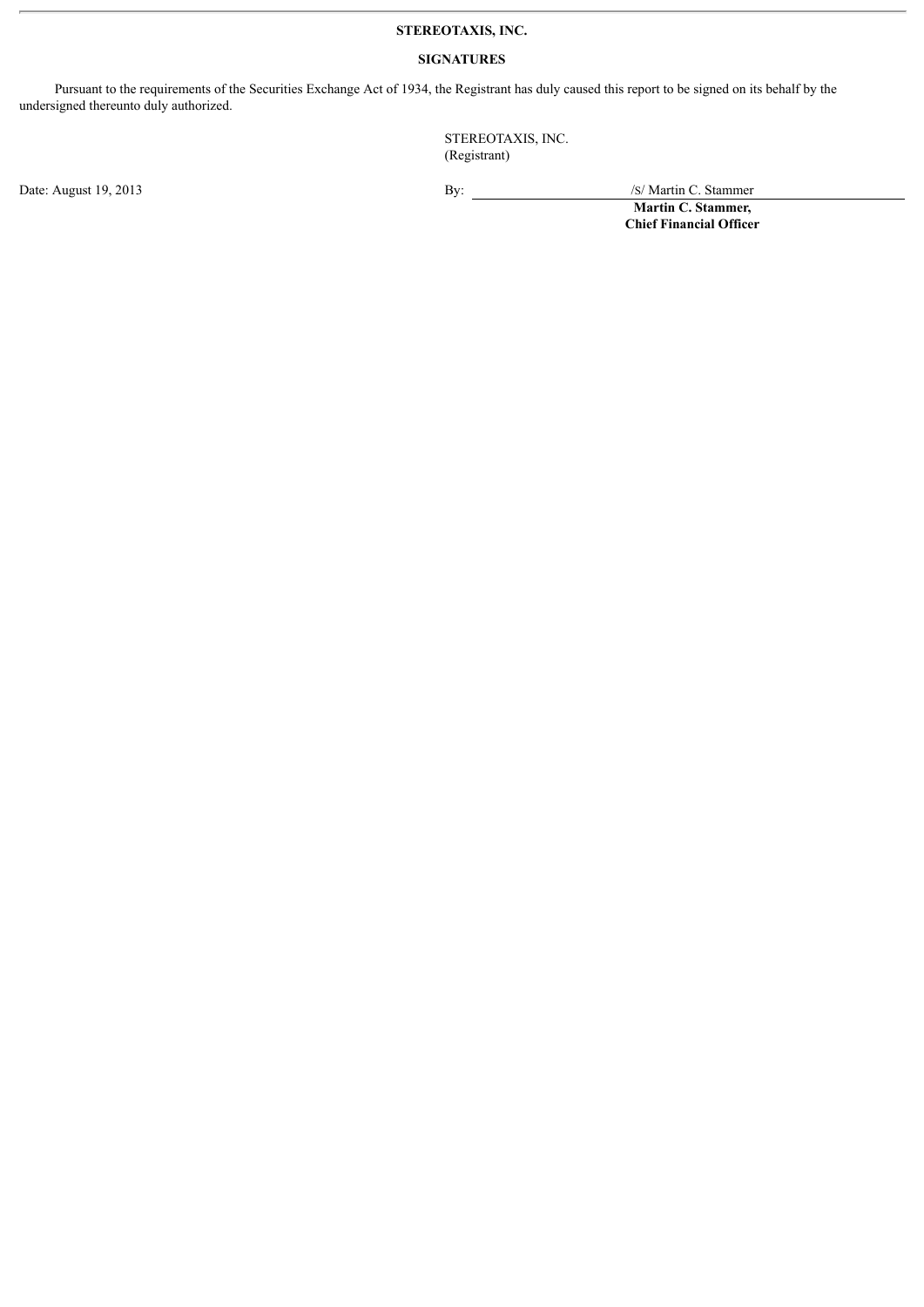**STEREOTAXIS, INC.**

**SIGNATURES**

Pursuant to the requirements of the Securities Exchange Act of 1934, the Registrant has duly caused this report to be signed on its behalf by the undersigned thereunto duly authorized.

STEREOTAXIS, INC.
(Registrant)

Date: August 19, 2013

By: /S/ Martin C. Stammer

**Martin C. Stammer,**
**Chief Financial Officer**